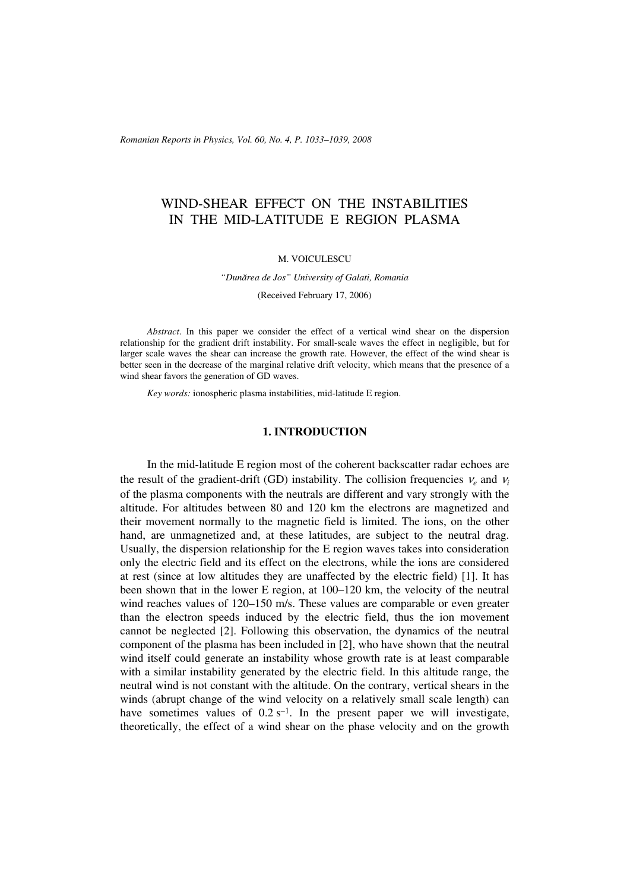# WIND-SHEAR EFFECT ON THE INSTABILITIES IN THE MID-LATITUDE E REGION PLASMA

M. VOICULESCU

*"Dunărea de Jos" University of Galati, Romania*

(Received February 17, 2006)

*Abstract*. In this paper we consider the effect of a vertical wind shear on the dispersion relationship for the gradient drift instability. For small-scale waves the effect in negligible, but for larger scale waves the shear can increase the growth rate. However, the effect of the wind shear is better seen in the decrease of the marginal relative drift velocity, which means that the presence of a wind shear favors the generation of GD waves.

*Key words:* ionospheric plasma instabilities, mid-latitude E region.

## 1. INTRODUCTION

In the mid-latitude E region most of the coherent backscatter radar echoes are the result of the gradient-drift (GD) instability. The collision frequencies $\nu_e$ and $\nu_i$ of the plasma components with the neutrals are different and vary strongly with the altitude. For altitudes between 80 and 120 km the electrons are magnetized and their movement normally to the magnetic field is limited. The ions, on the other hand, are unmagnetized and, at these latitudes, are subject to the neutral drag. Usually, the dispersion relationship for the E region waves takes into consideration only the electric field and its effect on the electrons, while the ions are considered at rest (since at low altitudes they are unaffected by the electric field) [1]. It has been shown that in the lower E region, at 100–120 km, the velocity of the neutral wind reaches values of 120–150 m/s. These values are comparable or even greater than the electron speeds induced by the electric field, thus the ion movement cannot be neglected [2]. Following this observation, the dynamics of the neutral component of the plasma has been included in [2], who have shown that the neutral wind itself could generate an instability whose growth rate is at least comparable with a similar instability generated by the electric field. In this altitude range, the neutral wind is not constant with the altitude. On the contrary, vertical shears in the winds (abrupt change of the wind velocity on a relatively small scale length) can have sometimes values of $0.2\ s^{-1}$. In the present paper we will investigate, theoretically, the effect of a wind shear on the phase velocity and on the growth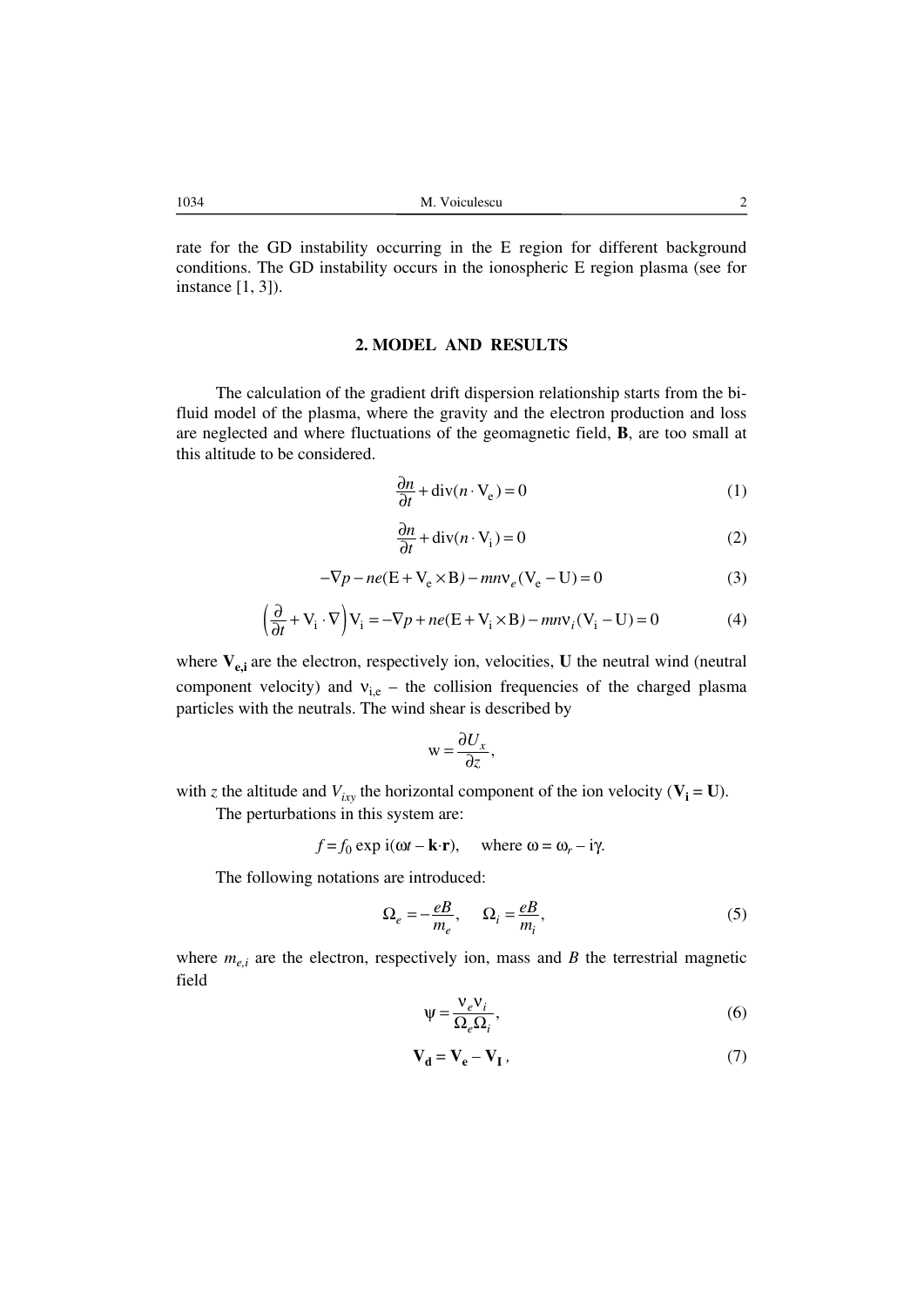rate for the GD instability occurring in the E region for different background conditions. The GD instability occurs in the ionospheric E region plasma (see for instance [1, 3]).

## 2. MODEL AND RESULTS

The calculation of the gradient drift dispersion relationship starts from the bi-fluid model of the plasma, where the gravity and the electron production and loss are neglected and where fluctuations of the geomagnetic field, **B**, are too small at this altitude to be considered.

$$\frac{\partial n}{\partial t} + \mathrm{div}(n \cdot \mathrm{V_e}) = 0 \tag{1}$$

$$\frac{\partial n}{\partial t} + \mathrm{div}(n \cdot \mathrm{V_i}) = 0 \tag{2}$$

$$-\nabla p - ne(\mathrm{E} + \mathrm{V_e} \times \mathrm{B}) - mn\nu_e(\mathrm{V_e} - \mathrm{U}) = 0 \tag{3}$$

$$\left(\frac{\partial}{\partial t} + \mathrm{V_i} \cdot \nabla\right)\mathrm{V_i} = -\nabla p + ne(\mathrm{E} + \mathrm{V_i} \times \mathrm{B}) - mn\nu_i(\mathrm{V_i} - \mathrm{U}) = 0 \tag{4}$$

where $\mathbf{V_{e,i}}$ are the electron, respectively ion, velocities, **U** the neutral wind (neutral component velocity) and $\nu_{i,e}$ – the collision frequencies of the charged plasma particles with the neutrals. The wind shear is described by

$$\mathrm{w} = \frac{\partial U_x}{\partial z},$$

with $z$ the altitude and $V_{ixy}$ the horizontal component of the ion velocity ($\mathbf{V_i} = \mathbf{U}$).

The perturbations in this system are:

$$f = f_0 \exp \mathrm{i}(\omega t - \mathbf{k} \cdot \mathbf{r}), \quad \text{where } \omega = \omega_r - \mathrm{i}\gamma.$$

The following notations are introduced:

$$\Omega_e = -\frac{eB}{m_e}, \quad \Omega_i = \frac{eB}{m_i}, \tag{5}$$

where $m_{e,i}$ are the electron, respectively ion, mass and $B$ the terrestrial magnetic field

$$\psi = \frac{\nu_e \nu_i}{\Omega_e \Omega_i}, \tag{6}$$

$$\mathbf{V_d} = \mathbf{V_e} - \mathbf{V_I}, \tag{7}$$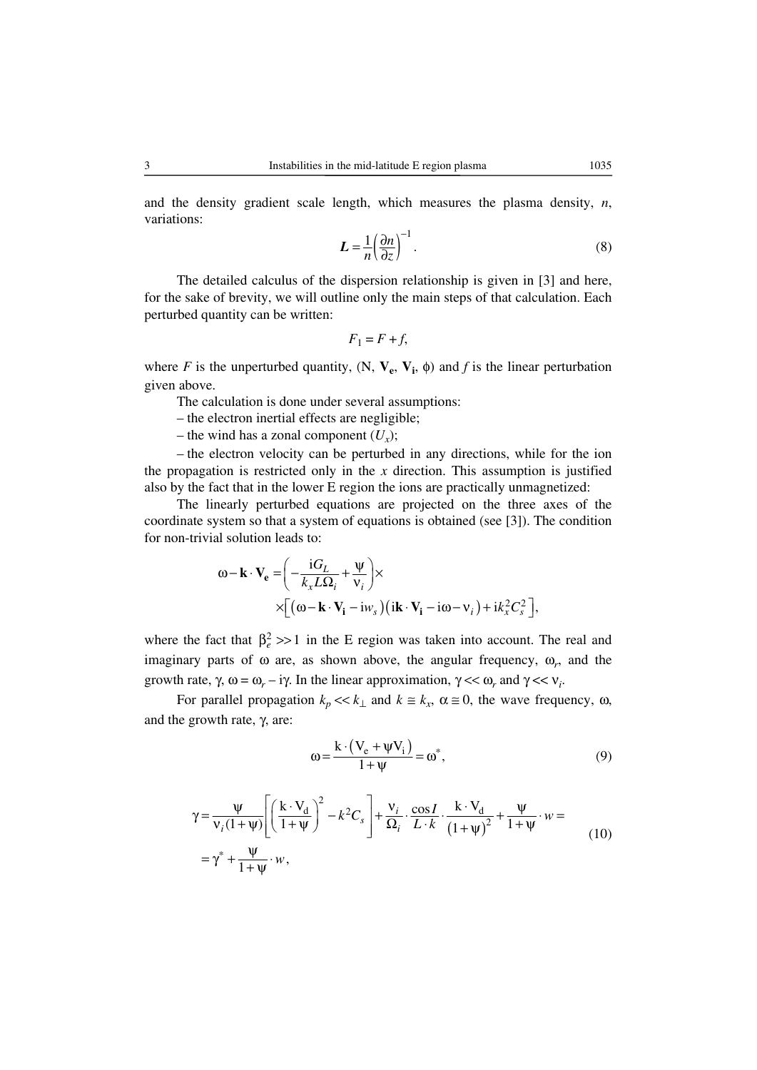and the density gradient scale length, which measures the plasma density, $n$, variations:

$$\boldsymbol{L} = \frac{1}{n}\left(\frac{\partial n}{\partial z}\right)^{-1}. \tag{8}$$

The detailed calculus of the dispersion relationship is given in [3] and here, for the sake of brevity, we will outline only the main steps of that calculation. Each perturbed quantity can be written:

$$F_1 = F + f,$$

where $F$ is the unperturbed quantity, (N, $\mathbf{V_e}$, $\mathbf{V_i}$, $\phi$) and $f$ is the linear perturbation given above.

The calculation is done under several assumptions:

– the electron inertial effects are negligible;

– the wind has a zonal component ($U_x$);

– the electron velocity can be perturbed in any directions, while for the ion the propagation is restricted only in the $x$ direction. This assumption is justified also by the fact that in the lower E region the ions are practically unmagnetized:

The linearly perturbed equations are projected on the three axes of the coordinate system so that a system of equations is obtained (see [3]). The condition for non-trivial solution leads to:

$$\omega - \mathbf{k}\cdot\mathbf{V_e} = \left(-\frac{\mathrm{i}G_L}{k_x L \Omega_i} + \frac{\psi}{\nu_i}\right)\times$$
$$\times\left[\left(\omega - \mathbf{k}\cdot\mathbf{V_i} - \mathrm{i}w_s\right)\left(\mathrm{i}\mathbf{k}\cdot\mathbf{V_i} - \mathrm{i}\omega - \nu_i\right) + \mathrm{i}k_x^2 C_s^2\right],$$

where the fact that $\beta_e^2 >> 1$ in the E region was taken into account. The real and imaginary parts of $\omega$ are, as shown above, the angular frequency, $\omega_r$, and the growth rate, $\gamma$, $\omega = \omega_r - \mathrm{i}\gamma$. In the linear approximation, $\gamma << \omega_r$ and $\gamma << \nu_i$.

For parallel propagation $k_p << k_\perp$ and $k \cong k_x$, $\alpha \cong 0$, the wave frequency, $\omega$, and the growth rate, $\gamma$, are:

$$\omega = \frac{\mathrm{k}\cdot\left(\mathrm{V_e} + \psi \mathrm{V_i}\right)}{1+\psi} = \omega^*, \tag{9}$$

$$\gamma = \frac{\psi}{\nu_i(1+\psi)}\left[\left(\frac{\mathrm{k}\cdot\mathrm{V_d}}{1+\psi}\right)^2 - k^2 C_s\right] + \frac{\nu_i}{\Omega_i}\cdot\frac{\cos I}{L\cdot k}\cdot\frac{\mathrm{k}\cdot\mathrm{V_d}}{(1+\psi)^2} + \frac{\psi}{1+\psi}\cdot w =$$
$$= \gamma^* + \frac{\psi}{1+\psi}\cdot w, \tag{10}$$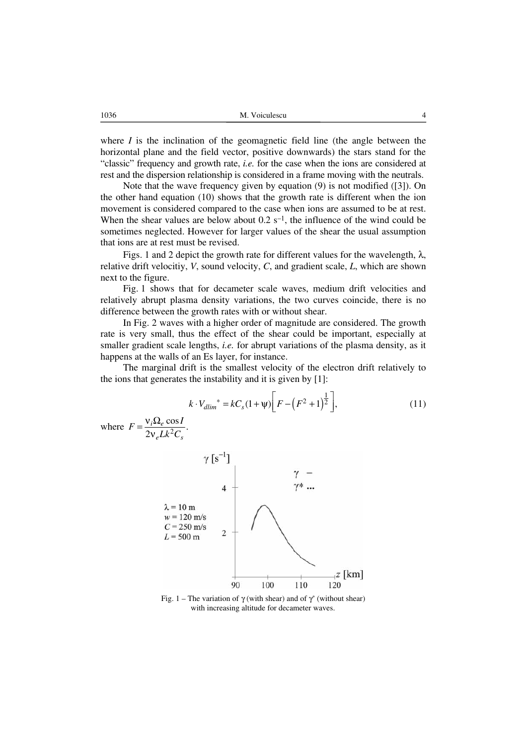where $I$ is the inclination of the geomagnetic field line (the angle between the horizontal plane and the field vector, positive downwards) the stars stand for the "classic" frequency and growth rate, *i.e.* for the case when the ions are considered at rest and the dispersion relationship is considered in a frame moving with the neutrals.

Note that the wave frequency given by equation (9) is not modified ([3]). On the other hand equation (10) shows that the growth rate is different when the ion movement is considered compared to the case when ions are assumed to be at rest. When the shear values are below about 0.2 $s^{-1}$, the influence of the wind could be sometimes neglected. However for larger values of the shear the usual assumption that ions are at rest must be revised.

Figs. 1 and 2 depict the growth rate for different values for the wavelength, $\lambda$, relative drift velocitiy, $V$, sound velocity, $C$, and gradient scale, $L$, which are shown next to the figure.

Fig. 1 shows that for decameter scale waves, medium drift velocities and relatively abrupt plasma density variations, the two curves coincide, there is no difference between the growth rates with or without shear.

In Fig. 2 waves with a higher order of magnitude are considered. The growth rate is very small, thus the effect of the shear could be important, especially at smaller gradient scale lengths, *i.e.* for abrupt variations of the plasma density, as it happens at the walls of an Es layer, for instance.

The marginal drift is the smallest velocity of the electron drift relatively to the ions that generates the instability and it is given by [1]:

$$k \cdot V_{dlim}{}^{*} = kC_s(1+\psi)\left[F-\left(F^2+1\right)^{\frac{1}{2}}\right], \tag{11}$$

where $F = \dfrac{\nu_i \Omega_e \cos I}{2\nu_e L k^2 C_s}$.

Fig. 1 – The variation of $\gamma$ (with shear) and of $\gamma^*$ (without shear) with increasing altitude for decameter waves.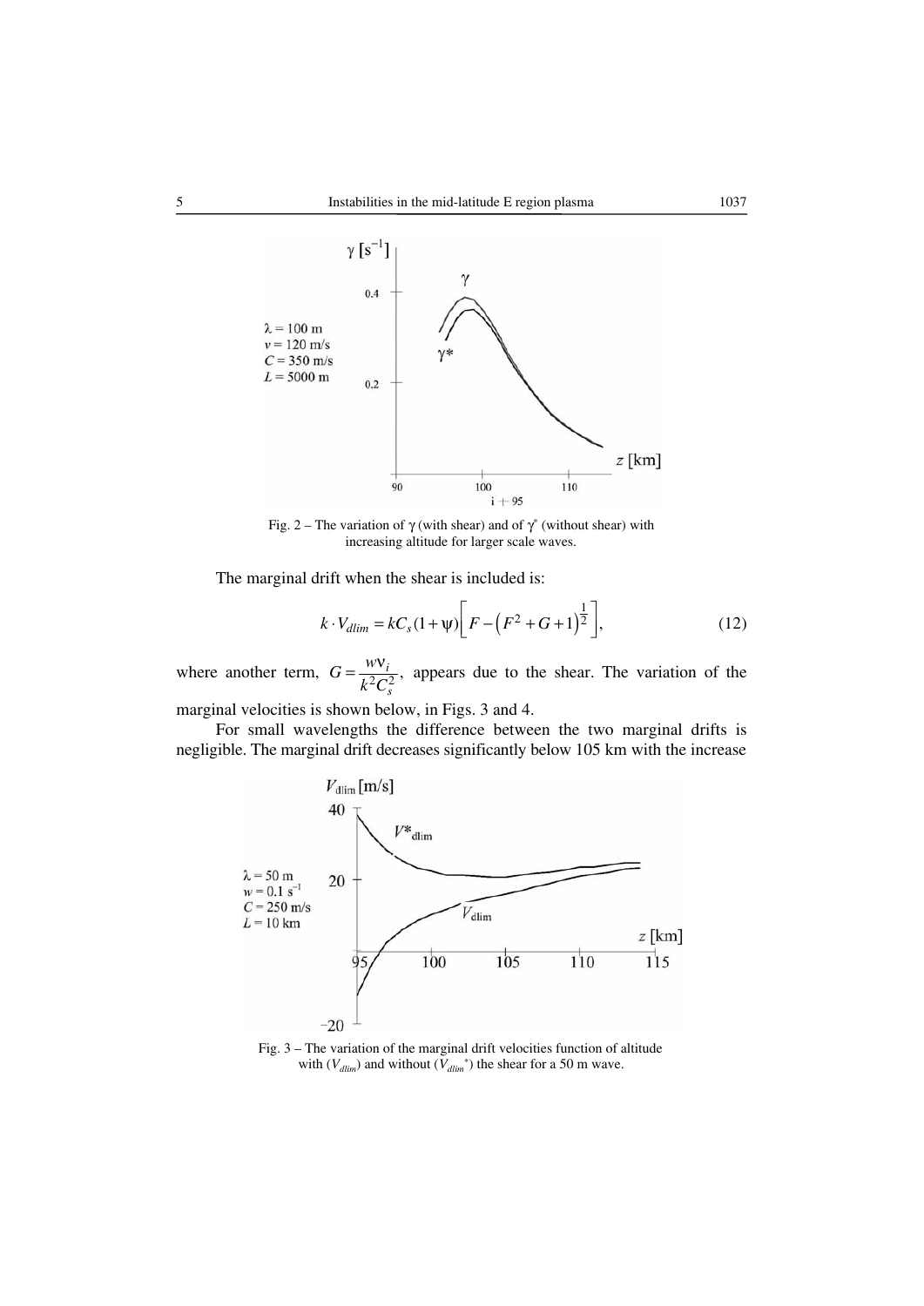Fig. 2 – The variation of $\gamma$ (with shear) and of $\gamma^*$ (without shear) with increasing altitude for larger scale waves.

The marginal drift when the shear is included is:

$$k \cdot V_{dlim} = kC_s(1+\psi)\left[F - \left(F^2 + G + 1\right)^{\frac{1}{2}}\right], \tag{12}$$

where another term, $G = \dfrac{w\nu_i}{k^2 C_s^2}$, appears due to the shear. The variation of the marginal velocities is shown below, in Figs. 3 and 4.

For small wavelengths the difference between the two marginal drifts is negligible. The marginal drift decreases significantly below 105 km with the increase

Fig. 3 – The variation of the marginal drift velocities function of altitude with ($V_{dlim}$) and without ($V_{dlim}^*$) the shear for a 50 m wave.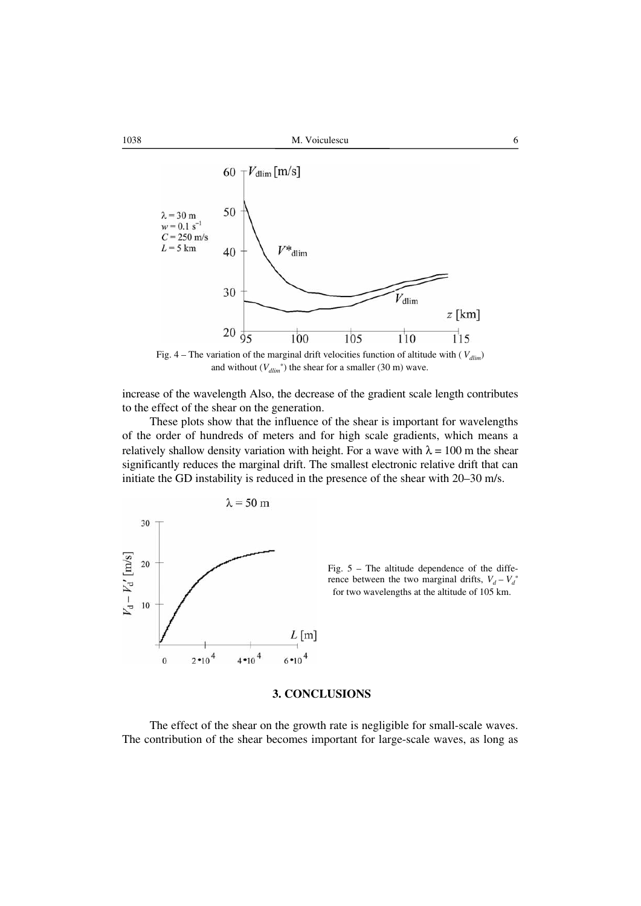Fig. 4 – The variation of the marginal drift velocities function of altitude with ($V_{dlim}$) and without ($V_{dlim}^*$) the shear for a smaller (30 m) wave.

increase of the wavelength Also, the decrease of the gradient scale length contributes to the effect of the shear on the generation.

These plots show that the influence of the shear is important for wavelengths of the order of hundreds of meters and for high scale gradients, which means a relatively shallow density variation with height. For a wave with $\lambda = 100$ m the shear significantly reduces the marginal drift. The smallest electronic relative drift that can initiate the GD instability is reduced in the presence of the shear with 20–30 m/s.

Fig. 5 – The altitude dependence of the difference between the two marginal drifts, $V_d - V_d^*$ for two wavelengths at the altitude of 105 km.

## 3. CONCLUSIONS

The effect of the shear on the growth rate is negligible for small-scale waves. The contribution of the shear becomes important for large-scale waves, as long as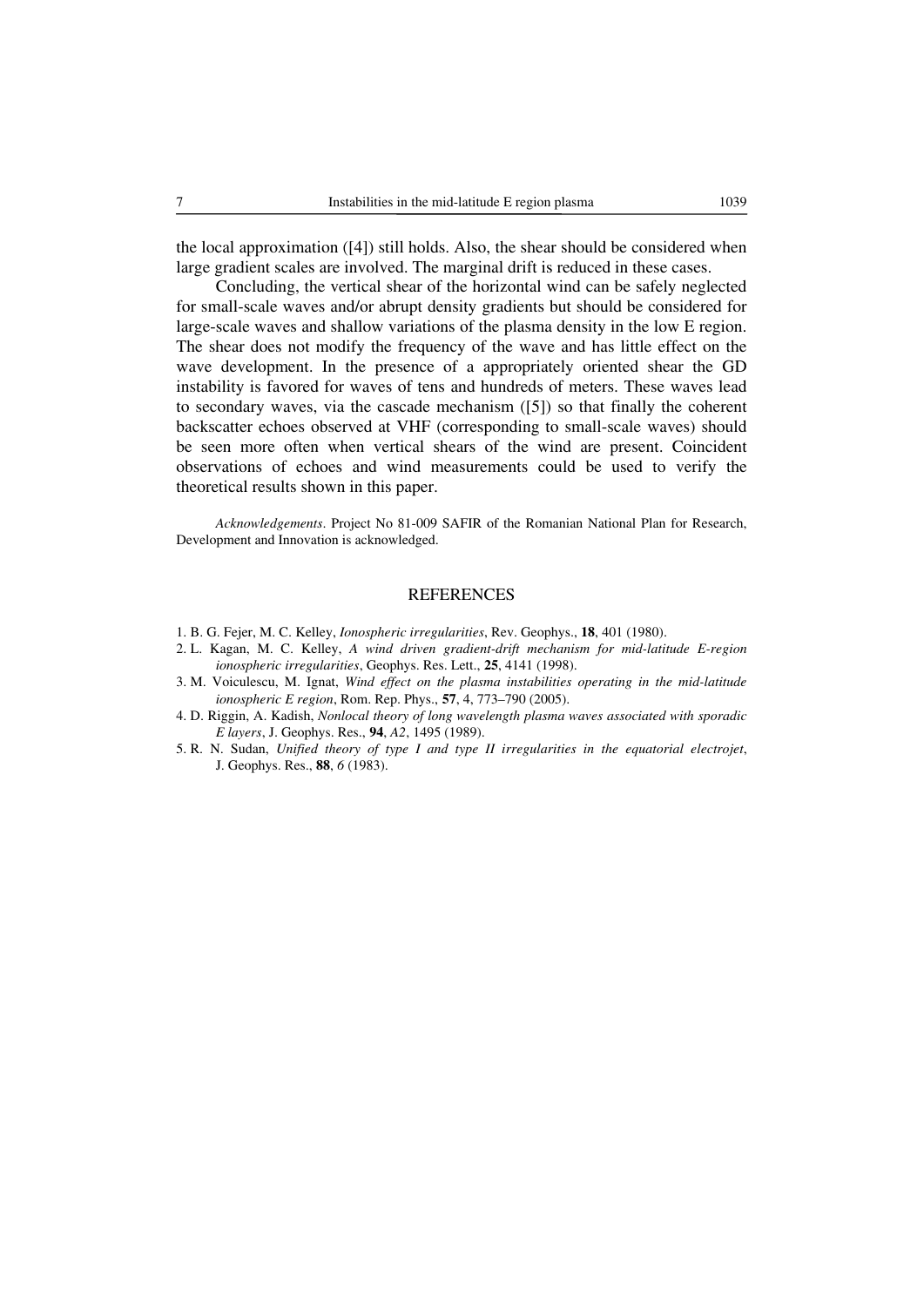the local approximation ([4]) still holds. Also, the shear should be considered when large gradient scales are involved. The marginal drift is reduced in these cases.

Concluding, the vertical shear of the horizontal wind can be safely neglected for small-scale waves and/or abrupt density gradients but should be considered for large-scale waves and shallow variations of the plasma density in the low E region. The shear does not modify the frequency of the wave and has little effect on the wave development. In the presence of a appropriately oriented shear the GD instability is favored for waves of tens and hundreds of meters. These waves lead to secondary waves, via the cascade mechanism ([5]) so that finally the coherent backscatter echoes observed at VHF (corresponding to small-scale waves) should be seen more often when vertical shears of the wind are present. Coincident observations of echoes and wind measurements could be used to verify the theoretical results shown in this paper.

*Acknowledgements*. Project No 81-009 SAFIR of the Romanian National Plan for Research, Development and Innovation is acknowledged.

## REFERENCES

1. B. G. Fejer, M. C. Kelley, *Ionospheric irregularities*, Rev. Geophys., **18**, 401 (1980).
2. L. Kagan, M. C. Kelley, *A wind driven gradient-drift mechanism for mid-latitude E-region ionospheric irregularities*, Geophys. Res. Lett., **25**, 4141 (1998).
3. M. Voiculescu, M. Ignat, *Wind effect on the plasma instabilities operating in the mid-latitude ionospheric E region*, Rom. Rep. Phys., **57**, 4, 773–790 (2005).
4. D. Riggin, A. Kadish, *Nonlocal theory of long wavelength plasma waves associated with sporadic E layers*, J. Geophys. Res., **94**, *A2*, 1495 (1989).
5. R. N. Sudan, *Unified theory of type I and type II irregularities in the equatorial electrojet*, J. Geophys. Res., **88**, *6* (1983).